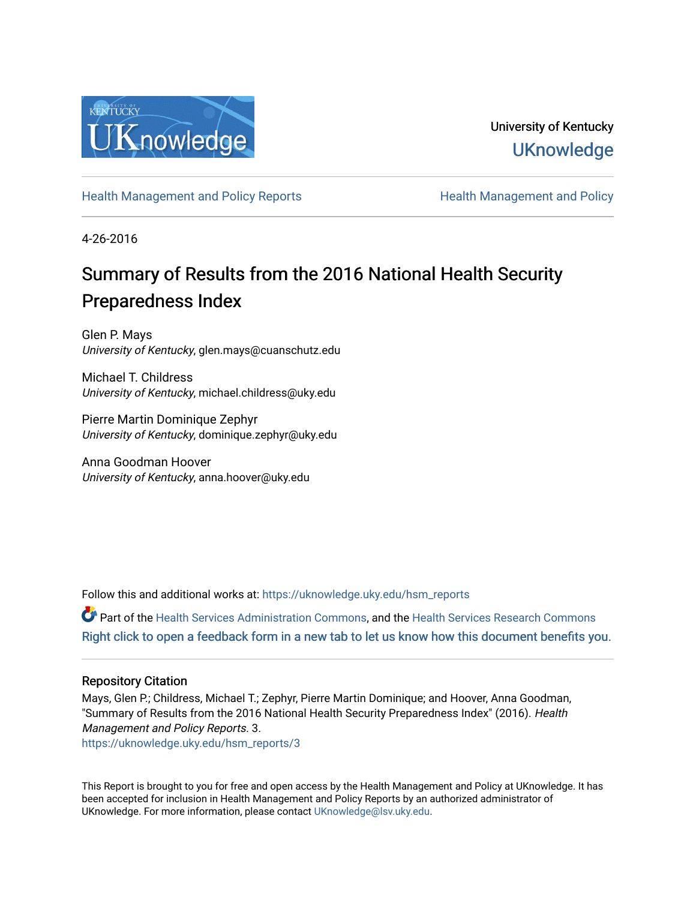University of Kentucky
UKnowledge

Health Management and Policy Reports | Health Management and Policy

4-26-2016

# Summary of Results from the 2016 National Health Security Preparedness Index

Glen P. Mays
*University of Kentucky*, glen.mays@cuanschutz.edu

Michael T. Childress
*University of Kentucky*, michael.childress@uky.edu

Pierre Martin Dominique Zephyr
*University of Kentucky*, dominique.zephyr@uky.edu

Anna Goodman Hoover
*University of Kentucky*, anna.hoover@uky.edu

Follow this and additional works at: https://uknowledge.uky.edu/hsm_reports

Part of the Health Services Administration Commons, and the Health Services Research Commons

Right click to open a feedback form in a new tab to let us know how this document benefits you.

## Repository Citation

Mays, Glen P.; Childress, Michael T.; Zephyr, Pierre Martin Dominique; and Hoover, Anna Goodman, "Summary of Results from the 2016 National Health Security Preparedness Index" (2016). *Health Management and Policy Reports*. 3.
https://uknowledge.uky.edu/hsm_reports/3

This Report is brought to you for free and open access by the Health Management and Policy at UKnowledge. It has been accepted for inclusion in Health Management and Policy Reports by an authorized administrator of UKnowledge. For more information, please contact UKnowledge@lsv.uky.edu.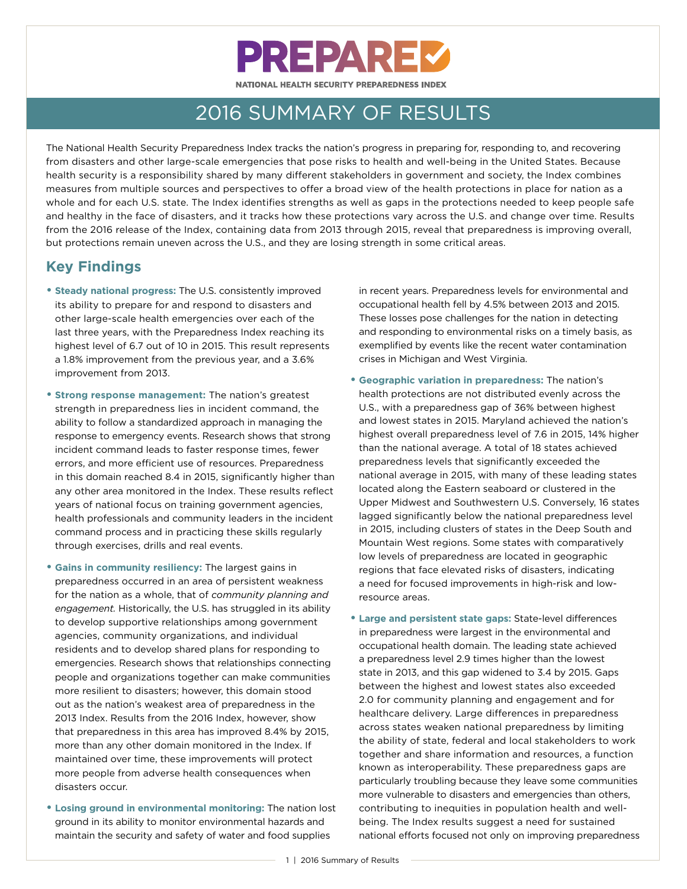# PREPARED

NATIONAL HEALTH SECURITY PREPAREDNESS INDEX

## 2016 SUMMARY OF RESULTS

The National Health Security Preparedness Index tracks the nation's progress in preparing for, responding to, and recovering from disasters and other large-scale emergencies that pose risks to health and well-being in the United States. Because health security is a responsibility shared by many different stakeholders in government and society, the Index combines measures from multiple sources and perspectives to offer a broad view of the health protections in place for nation as a whole and for each U.S. state. The Index identifies strengths as well as gaps in the protections needed to keep people safe and healthy in the face of disasters, and it tracks how these protections vary across the U.S. and change over time. Results from the 2016 release of the Index, containing data from 2013 through 2015, reveal that preparedness is improving overall, but protections remain uneven across the U.S., and they are losing strength in some critical areas.

### Key Findings

- **Steady national progress:** The U.S. consistently improved its ability to prepare for and respond to disasters and other large-scale health emergencies over each of the last three years, with the Preparedness Index reaching its highest level of 6.7 out of 10 in 2015. This result represents a 1.8% improvement from the previous year, and a 3.6% improvement from 2013.
- **Strong response management:** The nation's greatest strength in preparedness lies in incident command, the ability to follow a standardized approach in managing the response to emergency events. Research shows that strong incident command leads to faster response times, fewer errors, and more efficient use of resources. Preparedness in this domain reached 8.4 in 2015, significantly higher than any other area monitored in the Index. These results reflect years of national focus on training government agencies, health professionals and community leaders in the incident command process and in practicing these skills regularly through exercises, drills and real events.
- **Gains in community resiliency:** The largest gains in preparedness occurred in an area of persistent weakness for the nation as a whole, that of *community planning and engagement*. Historically, the U.S. has struggled in its ability to develop supportive relationships among government agencies, community organizations, and individual residents and to develop shared plans for responding to emergencies. Research shows that relationships connecting people and organizations together can make communities more resilient to disasters; however, this domain stood out as the nation's weakest area of preparedness in the 2013 Index. Results from the 2016 Index, however, show that preparedness in this area has improved 8.4% by 2015, more than any other domain monitored in the Index. If maintained over time, these improvements will protect more people from adverse health consequences when disasters occur.
- **Losing ground in environmental monitoring:** The nation lost ground in its ability to monitor environmental hazards and maintain the security and safety of water and food supplies in recent years. Preparedness levels for environmental and occupational health fell by 4.5% between 2013 and 2015. These losses pose challenges for the nation in detecting and responding to environmental risks on a timely basis, as exemplified by events like the recent water contamination crises in Michigan and West Virginia.
- **Geographic variation in preparedness:** The nation's health protections are not distributed evenly across the U.S., with a preparedness gap of 36% between highest and lowest states in 2015. Maryland achieved the nation's highest overall preparedness level of 7.6 in 2015, 14% higher than the national average. A total of 18 states achieved preparedness levels that significantly exceeded the national average in 2015, with many of these leading states located along the Eastern seaboard or clustered in the Upper Midwest and Southwestern U.S. Conversely, 16 states lagged significantly below the national preparedness level in 2015, including clusters of states in the Deep South and Mountain West regions. Some states with comparatively low levels of preparedness are located in geographic regions that face elevated risks of disasters, indicating a need for focused improvements in high-risk and low-resource areas.
- **Large and persistent state gaps:** State-level differences in preparedness were largest in the environmental and occupational health domain. The leading state achieved a preparedness level 2.9 times higher than the lowest state in 2013, and this gap widened to 3.4 by 2015. Gaps between the highest and lowest states also exceeded 2.0 for community planning and engagement and for healthcare delivery. Large differences in preparedness across states weaken national preparedness by limiting the ability of state, federal and local stakeholders to work together and share information and resources, a function known as interoperability. These preparedness gaps are particularly troubling because they leave some communities more vulnerable to disasters and emergencies than others, contributing to inequities in population health and well-being. The Index results suggest a need for sustained national efforts focused not only on improving preparedness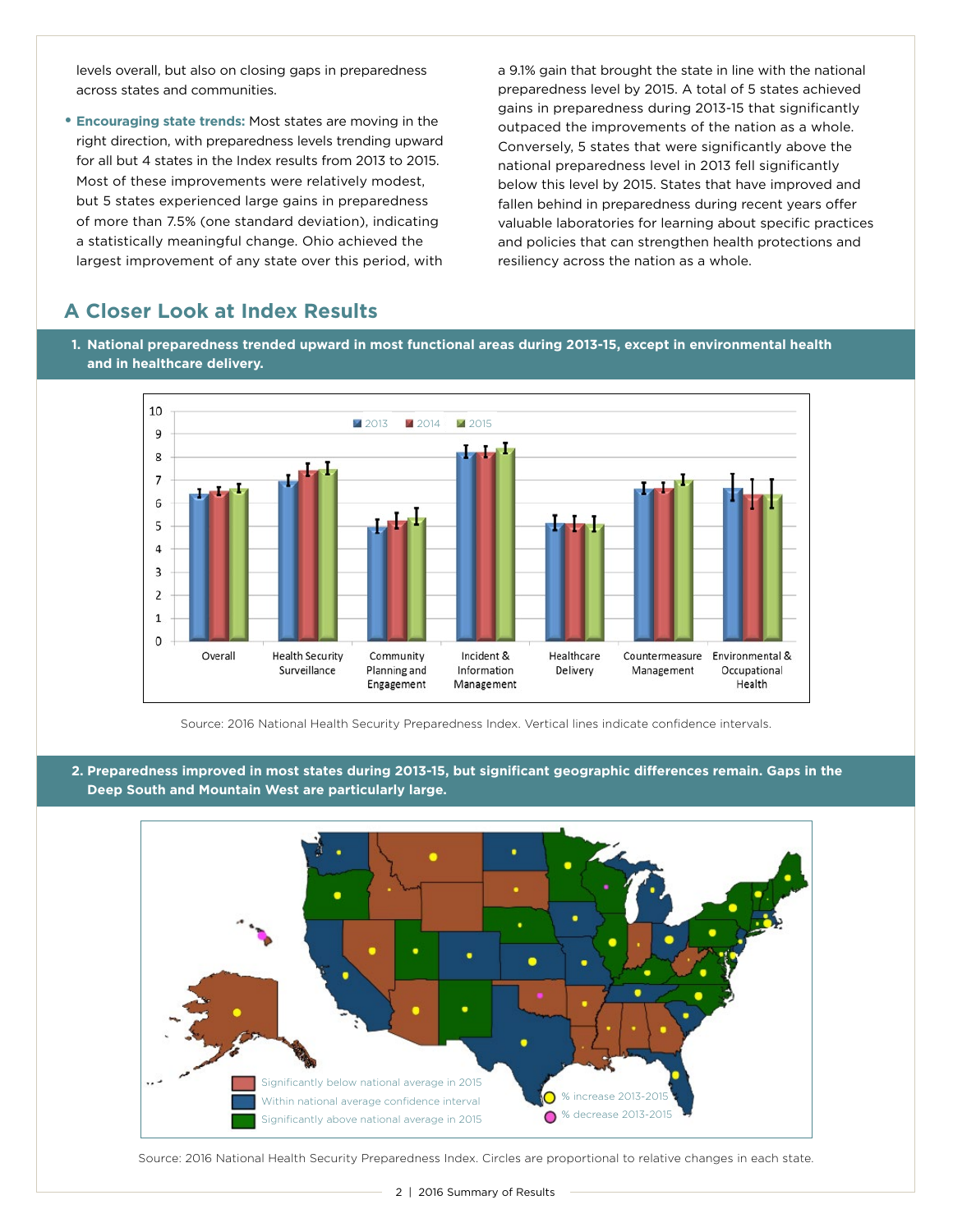levels overall, but also on closing gaps in preparedness across states and communities.

- **Encouraging state trends:** Most states are moving in the right direction, with preparedness levels trending upward for all but 4 states in the Index results from 2013 to 2015. Most of these improvements were relatively modest, but 5 states experienced large gains in preparedness of more than 7.5% (one standard deviation), indicating a statistically meaningful change. Ohio achieved the largest improvement of any state over this period, with a 9.1% gain that brought the state in line with the national preparedness level by 2015. A total of 5 states achieved gains in preparedness during 2013-15 that significantly outpaced the improvements of the nation as a whole. Conversely, 5 states that were significantly above the national preparedness level in 2013 fell significantly below this level by 2015. States that have improved and fallen behind in preparedness during recent years offer valuable laboratories for learning about specific practices and policies that can strengthen health protections and resiliency across the nation as a whole.

## A Closer Look at Index Results

**1. National preparedness trended upward in most functional areas during 2013-15, except in environmental health and in healthcare delivery.**

Source: 2016 National Health Security Preparedness Index. Vertical lines indicate confidence intervals.

**2. Preparedness improved in most states during 2013-15, but significant geographic differences remain. Gaps in the Deep South and Mountain West are particularly large.**

Source: 2016 National Health Security Preparedness Index. Circles are proportional to relative changes in each state.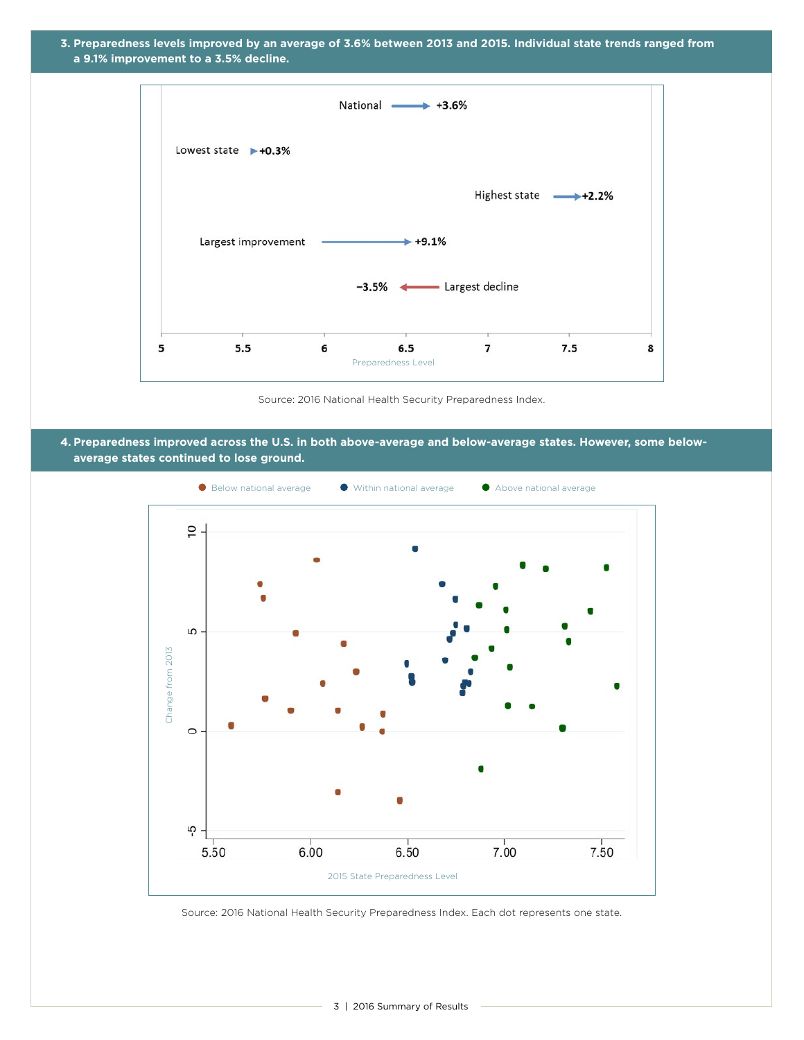**3. Preparedness levels improved by an average of 3.6% between 2013 and 2015. Individual state trends ranged from a 9.1% improvement to a 3.5% decline.**

National +3.6%

Lowest state +0.3%

Highest state +2.2%

Largest improvement +9.1%

−3.5% Largest decline

Preparedness Level

Source: 2016 National Health Security Preparedness Index.

**4. Preparedness improved across the U.S. in both above-average and below-average states. However, some below-average states continued to lose ground.**

Below national average · Within national average · Above national average

Change from 2013

2015 State Preparedness Level

Source: 2016 National Health Security Preparedness Index. Each dot represents one state.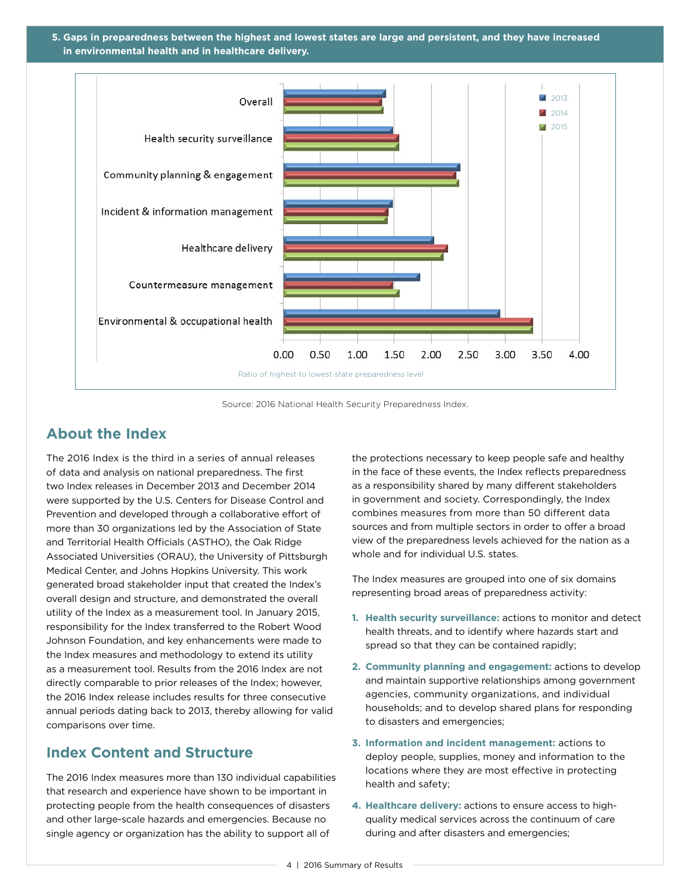**5. Gaps in preparedness between the highest and lowest states are large and persistent, and they have increased in environmental health and in healthcare delivery.**

Source: 2016 National Health Security Preparedness Index.

## About the Index

The 2016 Index is the third in a series of annual releases of data and analysis on national preparedness. The first two Index releases in December 2013 and December 2014 were supported by the U.S. Centers for Disease Control and Prevention and developed through a collaborative effort of more than 30 organizations led by the Association of State and Territorial Health Officials (ASTHO), the Oak Ridge Associated Universities (ORAU), the University of Pittsburgh Medical Center, and Johns Hopkins University. This work generated broad stakeholder input that created the Index's overall design and structure, and demonstrated the overall utility of the Index as a measurement tool. In January 2015, responsibility for the Index transferred to the Robert Wood Johnson Foundation, and key enhancements were made to the Index measures and methodology to extend its utility as a measurement tool. Results from the 2016 Index are not directly comparable to prior releases of the Index; however, the 2016 Index release includes results for three consecutive annual periods dating back to 2013, thereby allowing for valid comparisons over time.

## Index Content and Structure

The 2016 Index measures more than 130 individual capabilities that research and experience have shown to be important in protecting people from the health consequences of disasters and other large-scale hazards and emergencies. Because no single agency or organization has the ability to support all of the protections necessary to keep people safe and healthy in the face of these events, the Index reflects preparedness as a responsibility shared by many different stakeholders in government and society. Correspondingly, the Index combines measures from more than 50 different data sources and from multiple sectors in order to offer a broad view of the preparedness levels achieved for the nation as a whole and for individual U.S. states.

The Index measures are grouped into one of six domains representing broad areas of preparedness activity:

1. **Health security surveillance:** actions to monitor and detect health threats, and to identify where hazards start and spread so that they can be contained rapidly;
2. **Community planning and engagement:** actions to develop and maintain supportive relationships among government agencies, community organizations, and individual households; and to develop shared plans for responding to disasters and emergencies;
3. **Information and incident management:** actions to deploy people, supplies, money and information to the locations where they are most effective in protecting health and safety;
4. **Healthcare delivery:** actions to ensure access to high-quality medical services across the continuum of care during and after disasters and emergencies;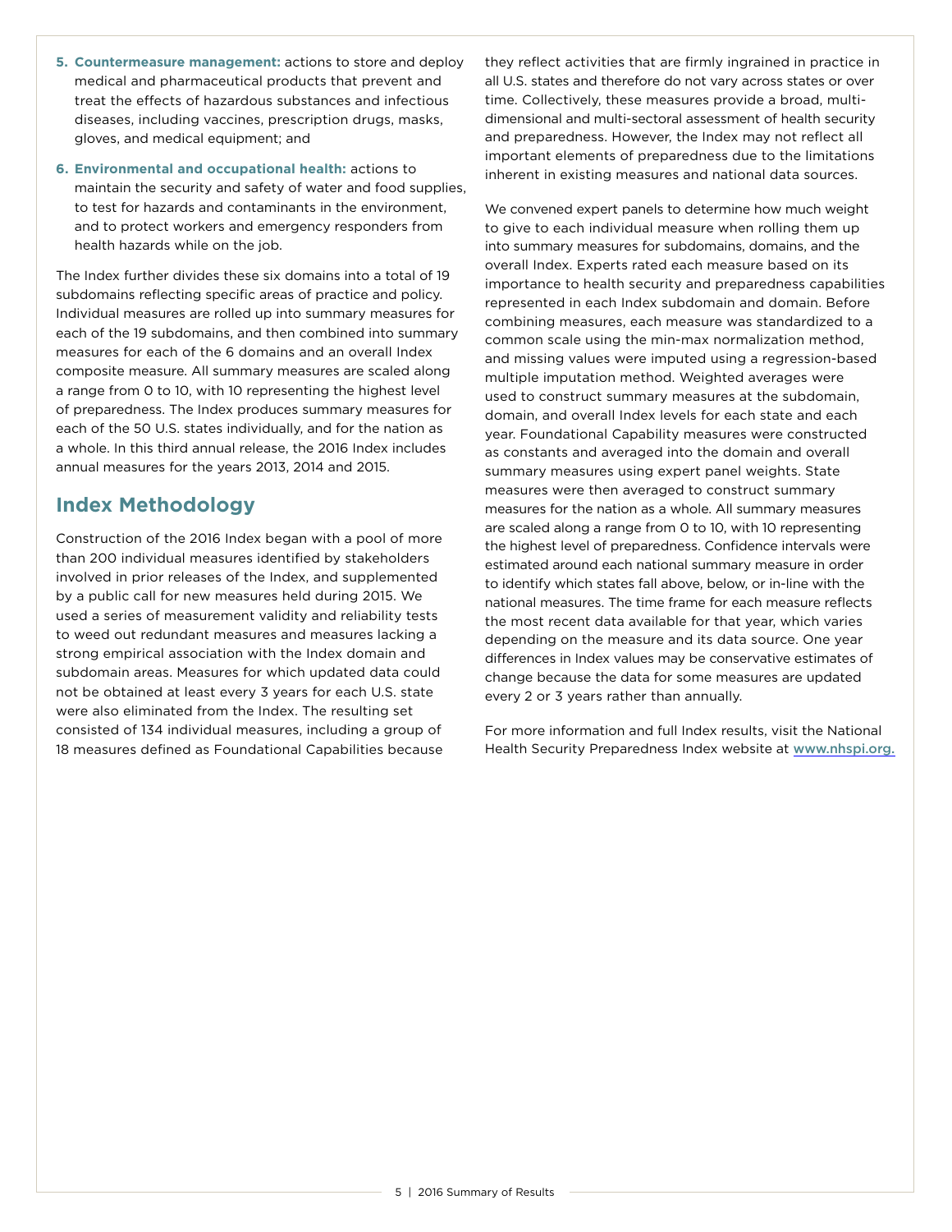5. **Countermeasure management:** actions to store and deploy medical and pharmaceutical products that prevent and treat the effects of hazardous substances and infectious diseases, including vaccines, prescription drugs, masks, gloves, and medical equipment; and

6. **Environmental and occupational health:** actions to maintain the security and safety of water and food supplies, to test for hazards and contaminants in the environment, and to protect workers and emergency responders from health hazards while on the job.

The Index further divides these six domains into a total of 19 subdomains reflecting specific areas of practice and policy. Individual measures are rolled up into summary measures for each of the 19 subdomains, and then combined into summary measures for each of the 6 domains and an overall Index composite measure. All summary measures are scaled along a range from 0 to 10, with 10 representing the highest level of preparedness. The Index produces summary measures for each of the 50 U.S. states individually, and for the nation as a whole. In this third annual release, the 2016 Index includes annual measures for the years 2013, 2014 and 2015.

## Index Methodology

Construction of the 2016 Index began with a pool of more than 200 individual measures identified by stakeholders involved in prior releases of the Index, and supplemented by a public call for new measures held during 2015. We used a series of measurement validity and reliability tests to weed out redundant measures and measures lacking a strong empirical association with the Index domain and subdomain areas. Measures for which updated data could not be obtained at least every 3 years for each U.S. state were also eliminated from the Index. The resulting set consisted of 134 individual measures, including a group of 18 measures defined as Foundational Capabilities because they reflect activities that are firmly ingrained in practice in all U.S. states and therefore do not vary across states or over time. Collectively, these measures provide a broad, multi-dimensional and multi-sectoral assessment of health security and preparedness. However, the Index may not reflect all important elements of preparedness due to the limitations inherent in existing measures and national data sources.

We convened expert panels to determine how much weight to give to each individual measure when rolling them up into summary measures for subdomains, domains, and the overall Index. Experts rated each measure based on its importance to health security and preparedness capabilities represented in each Index subdomain and domain. Before combining measures, each measure was standardized to a common scale using the min-max normalization method, and missing values were imputed using a regression-based multiple imputation method. Weighted averages were used to construct summary measures at the subdomain, domain, and overall Index levels for each state and each year. Foundational Capability measures were constructed as constants and averaged into the domain and overall summary measures using expert panel weights. State measures were then averaged to construct summary measures for the nation as a whole. All summary measures are scaled along a range from 0 to 10, with 10 representing the highest level of preparedness. Confidence intervals were estimated around each national summary measure in order to identify which states fall above, below, or in-line with the national measures. The time frame for each measure reflects the most recent data available for that year, which varies depending on the measure and its data source. One year differences in Index values may be conservative estimates of change because the data for some measures are updated every 2 or 3 years rather than annually.

For more information and full Index results, visit the National Health Security Preparedness Index website at www.nhspi.org.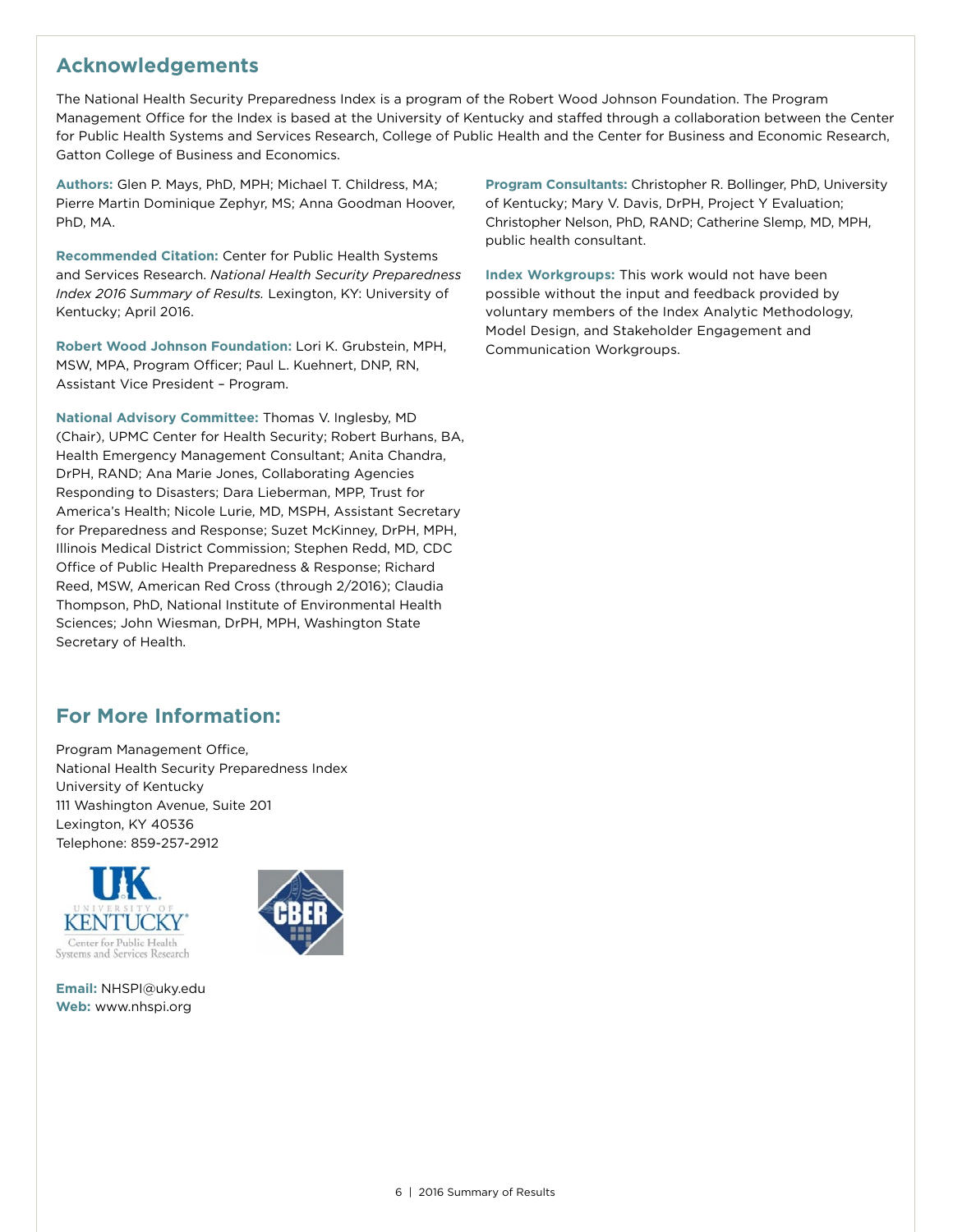## Acknowledgements

The National Health Security Preparedness Index is a program of the Robert Wood Johnson Foundation. The Program Management Office for the Index is based at the University of Kentucky and staffed through a collaboration between the Center for Public Health Systems and Services Research, College of Public Health and the Center for Business and Economic Research, Gatton College of Business and Economics.

**Authors:** Glen P. Mays, PhD, MPH; Michael T. Childress, MA; Pierre Martin Dominique Zephyr, MS; Anna Goodman Hoover, PhD, MA.

**Recommended Citation:** Center for Public Health Systems and Services Research. *National Health Security Preparedness Index 2016 Summary of Results.* Lexington, KY: University of Kentucky; April 2016.

**Robert Wood Johnson Foundation:** Lori K. Grubstein, MPH, MSW, MPA, Program Officer; Paul L. Kuehnert, DNP, RN, Assistant Vice President – Program.

**National Advisory Committee:** Thomas V. Inglesby, MD (Chair), UPMC Center for Health Security; Robert Burhans, BA, Health Emergency Management Consultant; Anita Chandra, DrPH, RAND; Ana Marie Jones, Collaborating Agencies Responding to Disasters; Dara Lieberman, MPP, Trust for America's Health; Nicole Lurie, MD, MSPH, Assistant Secretary for Preparedness and Response; Suzet McKinney, DrPH, MPH, Illinois Medical District Commission; Stephen Redd, MD, CDC Office of Public Health Preparedness & Response; Richard Reed, MSW, American Red Cross (through 2/2016); Claudia Thompson, PhD, National Institute of Environmental Health Sciences; John Wiesman, DrPH, MPH, Washington State Secretary of Health.

**Program Consultants:** Christopher R. Bollinger, PhD, University of Kentucky; Mary V. Davis, DrPH, Project Y Evaluation; Christopher Nelson, PhD, RAND; Catherine Slemp, MD, MPH, public health consultant.

**Index Workgroups:** This work would not have been possible without the input and feedback provided by voluntary members of the Index Analytic Methodology, Model Design, and Stakeholder Engagement and Communication Workgroups.

## For More Information:

Program Management Office,
National Health Security Preparedness Index
University of Kentucky
111 Washington Avenue, Suite 201
Lexington, KY 40536
Telephone: 859-257-2912

UK University of Kentucky
Center for Public Health Systems and Services Research

CBER

**Email:** NHSPI@uky.edu
**Web:** www.nhspi.org